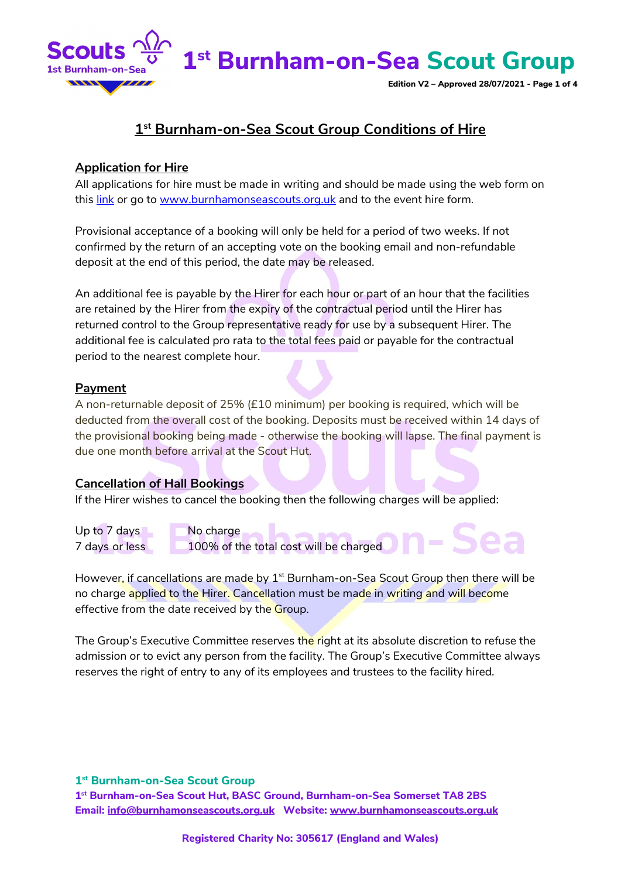# 1st Burnham-on-Sea Scout Group Conditions of Hire

## Application for Hire

All applications for hire must be made in writing and should be made using the web form on this link or go to www.burnhamonseascouts.org.uk and to the event hire form.

Provisional acceptance of a booking will only be held for a period of two weeks. If not confirmed by the return of an accepting vote on the booking email and non-refundable deposit at the end of this period, the date may be released.

An additional fee is payable by the Hirer for each hour or part of an hour that the facilities are retained by the Hirer from the expiry of the contractual period until the Hirer has returned control to the Group representative ready for use by a subsequent Hirer. The additional fee is calculated pro rata to the total fees paid or payable for the contractual period to the nearest complete hour.

## Payment

A non-returnable deposit of 25% (£10 minimum) per booking is required, which will be deducted from the overall cost of the booking. Deposits must be received within 14 days of the provisional booking being made - otherwise the booking will lapse. The final payment is due one month before arrival at the Scout Hut.

## Cancellation of Hall Bookings

If the Hirer wishes to cancel the booking then the following charges will be applied:

| | |
|---|---|
| Up to 7 days | No charge |
| 7 days or less | 100% of the total cost will be charged |

However, if cancellations are made by 1st Burnham-on-Sea Scout Group then there will be no charge applied to the Hirer. Cancellation must be made in writing and will become effective from the date received by the Group.

The Group's Executive Committee reserves the right at its absolute discretion to refuse the admission or to evict any person from the facility. The Group's Executive Committee always reserves the right of entry to any of its employees and trustees to the facility hired.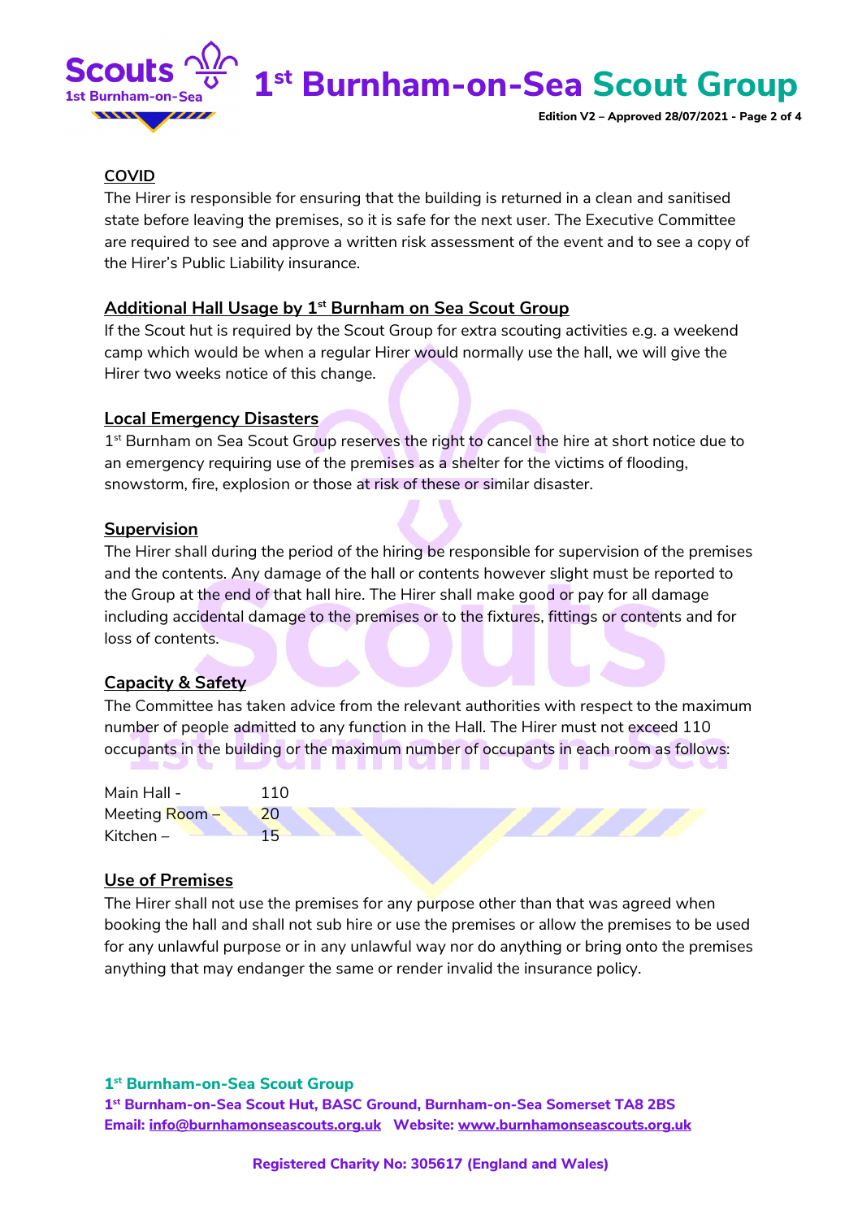## COVID

The Hirer is responsible for ensuring that the building is returned in a clean and sanitised state before leaving the premises, so it is safe for the next user. The Executive Committee are required to see and approve a written risk assessment of the event and to see a copy of the Hirer's Public Liability insurance.

## Additional Hall Usage by 1st Burnham on Sea Scout Group

If the Scout hut is required by the Scout Group for extra scouting activities e.g. a weekend camp which would be when a regular Hirer would normally use the hall, we will give the Hirer two weeks notice of this change.

## Local Emergency Disasters

1st Burnham on Sea Scout Group reserves the right to cancel the hire at short notice due to an emergency requiring use of the premises as a shelter for the victims of flooding, snowstorm, fire, explosion or those at risk of these or similar disaster.

## Supervision

The Hirer shall during the period of the hiring be responsible for supervision of the premises and the contents. Any damage of the hall or contents however slight must be reported to the Group at the end of that hall hire. The Hirer shall make good or pay for all damage including accidental damage to the premises or to the fixtures, fittings or contents and for loss of contents.

## Capacity & Safety

The Committee has taken advice from the relevant authorities with respect to the maximum number of people admitted to any function in the Hall. The Hirer must not exceed 110 occupants in the building or the maximum number of occupants in each room as follows:

| | |
|---|---|
| Main Hall - | 110 |
| Meeting Room – | 20 |
| Kitchen – | 15 |

## Use of Premises

The Hirer shall not use the premises for any purpose other than that was agreed when booking the hall and shall not sub hire or use the premises or allow the premises to be used for any unlawful purpose or in any unlawful way nor do anything or bring onto the premises anything that may endanger the same or render invalid the insurance policy.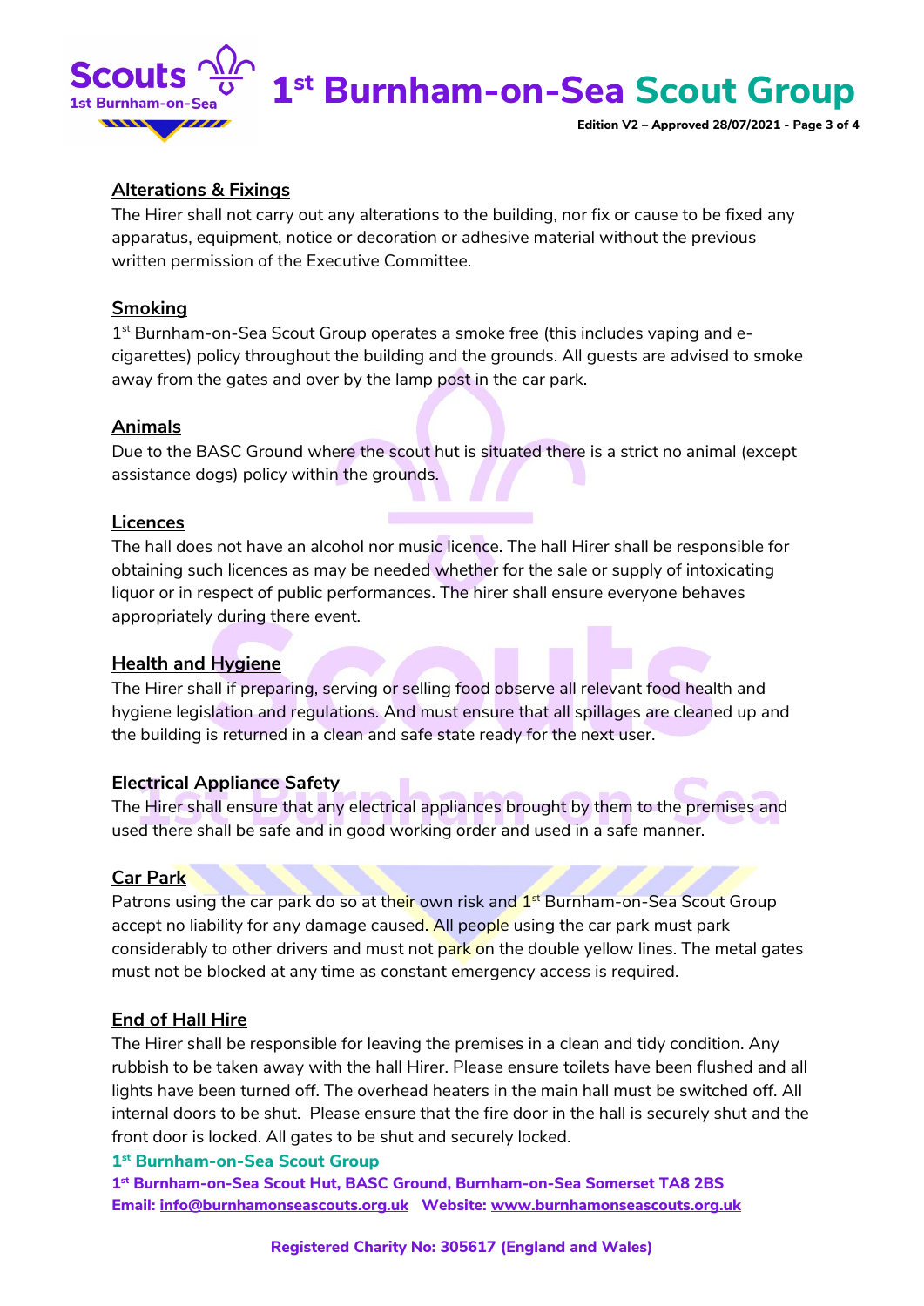## Alterations & Fixings

The Hirer shall not carry out any alterations to the building, nor fix or cause to be fixed any apparatus, equipment, notice or decoration or adhesive material without the previous written permission of the Executive Committee.

## Smoking

1st Burnham-on-Sea Scout Group operates a smoke free (this includes vaping and e-cigarettes) policy throughout the building and the grounds. All guests are advised to smoke away from the gates and over by the lamp post in the car park.

## Animals

Due to the BASC Ground where the scout hut is situated there is a strict no animal (except assistance dogs) policy within the grounds.

## Licences

The hall does not have an alcohol nor music licence. The hall Hirer shall be responsible for obtaining such licences as may be needed whether for the sale or supply of intoxicating liquor or in respect of public performances. The hirer shall ensure everyone behaves appropriately during there event.

## Health and Hygiene

The Hirer shall if preparing, serving or selling food observe all relevant food health and hygiene legislation and regulations. And must ensure that all spillages are cleaned up and the building is returned in a clean and safe state ready for the next user.

## Electrical Appliance Safety

The Hirer shall ensure that any electrical appliances brought by them to the premises and used there shall be safe and in good working order and used in a safe manner.

## Car Park

Patrons using the car park do so at their own risk and 1st Burnham-on-Sea Scout Group accept no liability for any damage caused. All people using the car park must park considerably to other drivers and must not park on the double yellow lines. The metal gates must not be blocked at any time as constant emergency access is required.

## End of Hall Hire

The Hirer shall be responsible for leaving the premises in a clean and tidy condition. Any rubbish to be taken away with the hall Hirer. Please ensure toilets have been flushed and all lights have been turned off. The overhead heaters in the main hall must be switched off. All internal doors to be shut. Please ensure that the fire door in the hall is securely shut and the front door is locked. All gates to be shut and securely locked.

**1st Burnham-on-Sea Scout Group**

**1st Burnham-on-Sea Scout Hut, BASC Ground, Burnham-on-Sea Somerset TA8 2BS**
**Email: info@burnhamonseascouts.org.uk Website: www.burnhamonseascouts.org.uk**

**Registered Charity No: 305617 (England and Wales)**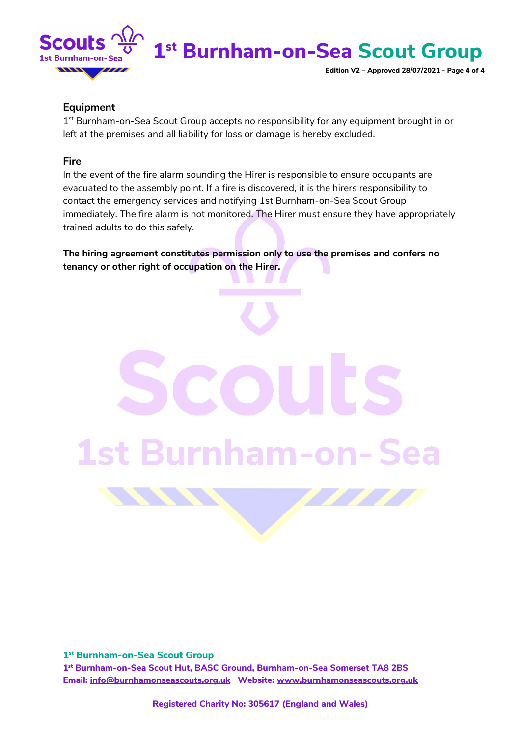## Equipment

1st Burnham-on-Sea Scout Group accepts no responsibility for any equipment brought in or left at the premises and all liability for loss or damage is hereby excluded.

## Fire

In the event of the fire alarm sounding the Hirer is responsible to ensure occupants are evacuated to the assembly point. If a fire is discovered, it is the hirers responsibility to contact the emergency services and notifying 1st Burnham-on-Sea Scout Group immediately. The fire alarm is not monitored. The Hirer must ensure they have appropriately trained adults to do this safely.

**The hiring agreement constitutes permission only to use the premises and confers no tenancy or other right of occupation on the Hirer.**

**1st Burnham-on-Sea Scout Group**
**1st Burnham-on-Sea Scout Hut, BASC Ground, Burnham-on-Sea Somerset TA8 2BS**
**Email: info@burnhamonseascouts.org.uk Website: www.burnhamonseascouts.org.uk**

**Registered Charity No: 305617 (England and Wales)**